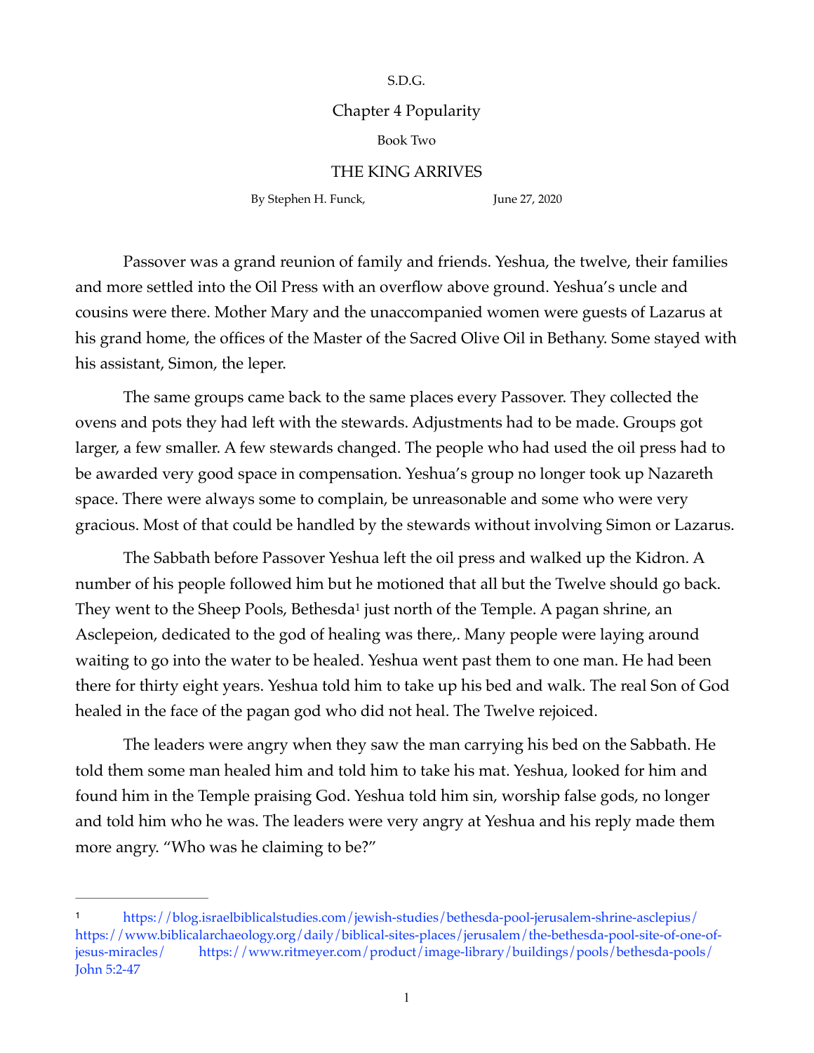S.D.G.

# Chapter 4 Popularity

Book Two

## THE KING ARRIVES

By Stephen H. Funck, June 27, 2020

Passover was a grand reunion of family and friends. Yeshua, the twelve, their families and more settled into the Oil Press with an overflow above ground. Yeshua's uncle and cousins were there. Mother Mary and the unaccompanied women were guests of Lazarus at his grand home, the offices of the Master of the Sacred Olive Oil in Bethany. Some stayed with his assistant, Simon, the leper.

The same groups came back to the same places every Passover. They collected the ovens and pots they had left with the stewards. Adjustments had to be made. Groups got larger, a few smaller. A few stewards changed. The people who had used the oil press had to be awarded very good space in compensation. Yeshua's group no longer took up Nazareth space. There were always some to complain, be unreasonable and some who were very gracious. Most of that could be handled by the stewards without involving Simon or Lazarus.

The Sabbath before Passover Yeshua left the oil press and walked up the Kidron. A number of his people followed him but he motioned that all but the Twelve should go back. They went to the Sheep Pools, Bethesda[1] just north of the Temple. A pagan shrine, an Asclepeion, dedicated to the god of healing was there,. Many people were laying around waiting to go into the water to be healed. Yeshua went past them to one man. He had been there for thirty eight years. Yeshua told him to take up his bed and walk. The real Son of God healed in the face of the pagan god who did not heal. The Twelve rejoiced.

The leaders were angry when they saw the man carrying his bed on the Sabbath. He told them some man healed him and told him to take his mat. Yeshua, looked for him and found him in the Temple praising God. Yeshua told him sin, worship false gods, no longer and told him who he was. The leaders were very angry at Yeshua and his reply made them more angry. "Who was he claiming to be?"

---

[1] https://blog.israelbiblicalstudies.com/jewish-studies/bethesda-pool-jerusalem-shrine-asclepius/ https://www.biblicalarchaeology.org/daily/biblical-sites-places/jerusalem/the-bethesda-pool-site-of-one-of-jesus-miracles/ https://www.ritmeyer.com/product/image-library/buildings/pools/bethesda-pools/ John 5:2-47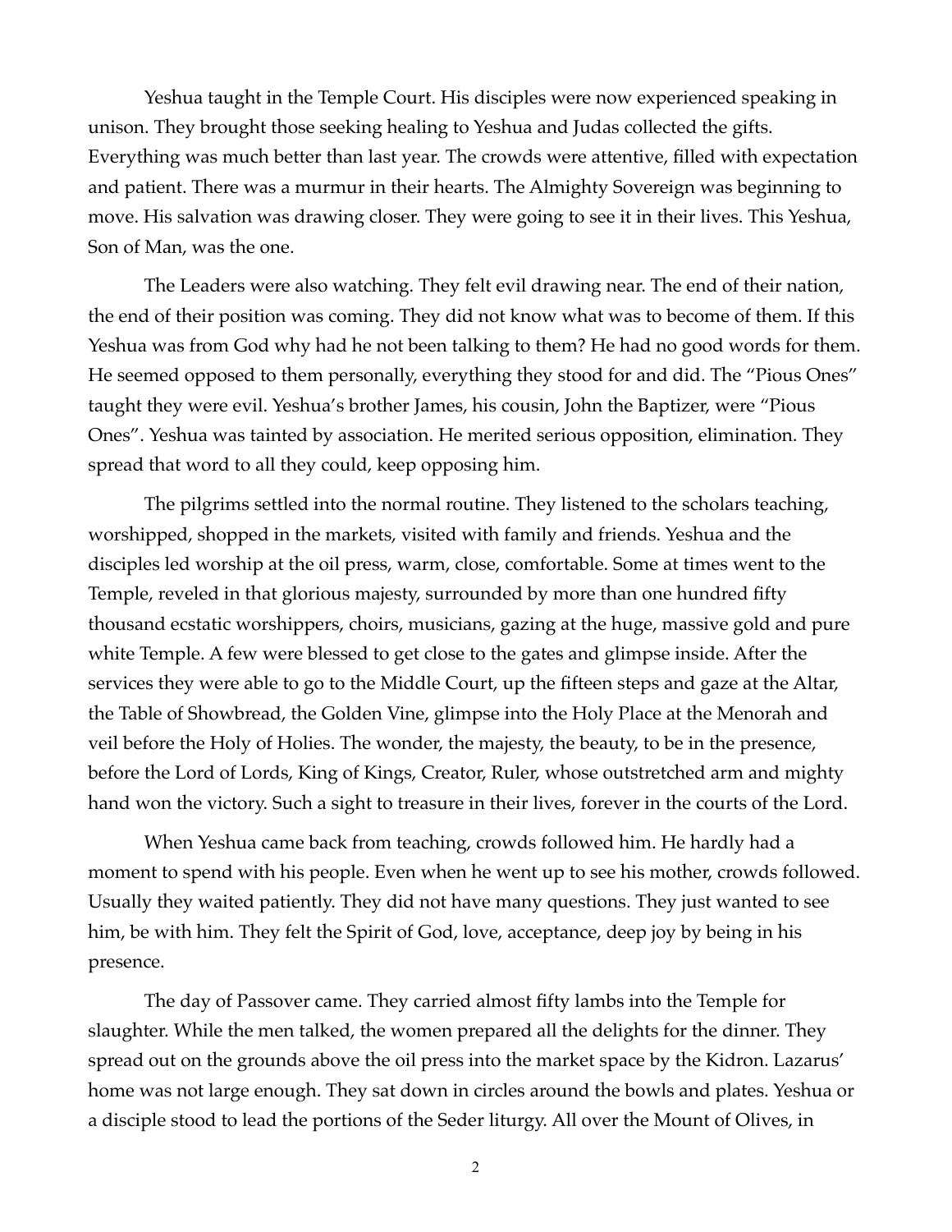Yeshua taught in the Temple Court. His disciples were now experienced speaking in unison. They brought those seeking healing to Yeshua and Judas collected the gifts. Everything was much better than last year. The crowds were attentive, filled with expectation and patient. There was a murmur in their hearts. The Almighty Sovereign was beginning to move. His salvation was drawing closer. They were going to see it in their lives. This Yeshua, Son of Man, was the one.

The Leaders were also watching. They felt evil drawing near. The end of their nation, the end of their position was coming. They did not know what was to become of them. If this Yeshua was from God why had he not been talking to them? He had no good words for them. He seemed opposed to them personally, everything they stood for and did. The "Pious Ones" taught they were evil. Yeshua's brother James, his cousin, John the Baptizer, were "Pious Ones". Yeshua was tainted by association. He merited serious opposition, elimination. They spread that word to all they could, keep opposing him.

The pilgrims settled into the normal routine. They listened to the scholars teaching, worshipped, shopped in the markets, visited with family and friends. Yeshua and the disciples led worship at the oil press, warm, close, comfortable. Some at times went to the Temple, reveled in that glorious majesty, surrounded by more than one hundred fifty thousand ecstatic worshippers, choirs, musicians, gazing at the huge, massive gold and pure white Temple. A few were blessed to get close to the gates and glimpse inside. After the services they were able to go to the Middle Court, up the fifteen steps and gaze at the Altar, the Table of Showbread, the Golden Vine, glimpse into the Holy Place at the Menorah and veil before the Holy of Holies. The wonder, the majesty, the beauty, to be in the presence, before the Lord of Lords, King of Kings, Creator, Ruler, whose outstretched arm and mighty hand won the victory. Such a sight to treasure in their lives, forever in the courts of the Lord.

When Yeshua came back from teaching, crowds followed him. He hardly had a moment to spend with his people. Even when he went up to see his mother, crowds followed. Usually they waited patiently. They did not have many questions. They just wanted to see him, be with him. They felt the Spirit of God, love, acceptance, deep joy by being in his presence.

The day of Passover came. They carried almost fifty lambs into the Temple for slaughter. While the men talked, the women prepared all the delights for the dinner. They spread out on the grounds above the oil press into the market space by the Kidron. Lazarus' home was not large enough. They sat down in circles around the bowls and plates. Yeshua or a disciple stood to lead the portions of the Seder liturgy. All over the Mount of Olives, in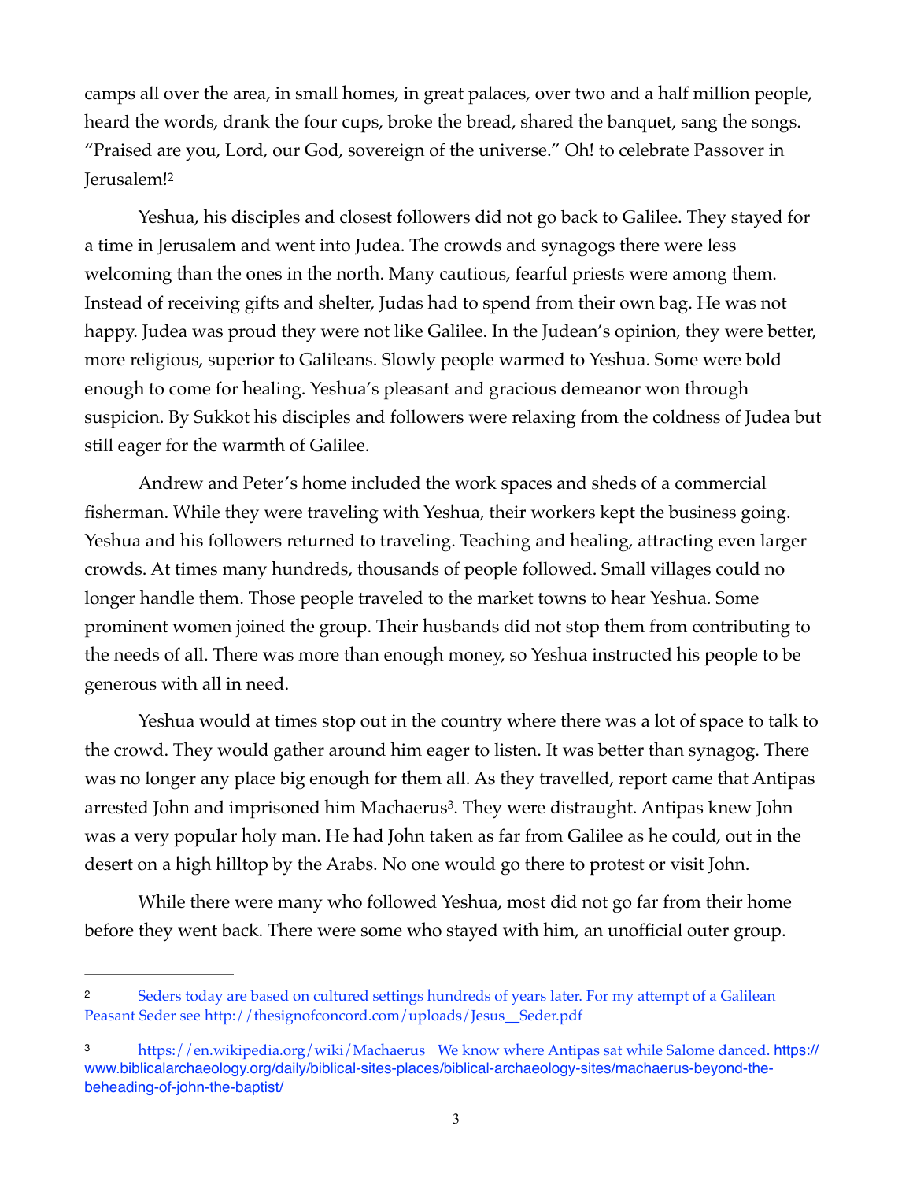camps all over the area, in small homes, in great palaces, over two and a half million people, heard the words, drank the four cups, broke the bread, shared the banquet, sang the songs. "Praised are you, Lord, our God, sovereign of the universe." Oh! to celebrate Passover in Jerusalem![2]

Yeshua, his disciples and closest followers did not go back to Galilee. They stayed for a time in Jerusalem and went into Judea. The crowds and synagogs there were less welcoming than the ones in the north. Many cautious, fearful priests were among them. Instead of receiving gifts and shelter, Judas had to spend from their own bag. He was not happy. Judea was proud they were not like Galilee. In the Judean's opinion, they were better, more religious, superior to Galileans. Slowly people warmed to Yeshua. Some were bold enough to come for healing. Yeshua's pleasant and gracious demeanor won through suspicion. By Sukkot his disciples and followers were relaxing from the coldness of Judea but still eager for the warmth of Galilee.

Andrew and Peter's home included the work spaces and sheds of a commercial fisherman. While they were traveling with Yeshua, their workers kept the business going. Yeshua and his followers returned to traveling. Teaching and healing, attracting even larger crowds. At times many hundreds, thousands of people followed. Small villages could no longer handle them. Those people traveled to the market towns to hear Yeshua. Some prominent women joined the group. Their husbands did not stop them from contributing to the needs of all. There was more than enough money, so Yeshua instructed his people to be generous with all in need.

Yeshua would at times stop out in the country where there was a lot of space to talk to the crowd. They would gather around him eager to listen. It was better than synagog. There was no longer any place big enough for them all. As they travelled, report came that Antipas arrested John and imprisoned him Machaerus[3]. They were distraught. Antipas knew John was a very popular holy man. He had John taken as far from Galilee as he could, out in the desert on a high hilltop by the Arabs. No one would go there to protest or visit John.

While there were many who followed Yeshua, most did not go far from their home before they went back. There were some who stayed with him, an unofficial outer group.

---

[2] Seders today are based on cultured settings hundreds of years later. For my attempt of a Galilean Peasant Seder see http://thesignofconcord.com/uploads/Jesus__Seder.pdf

[3] https://en.wikipedia.org/wiki/Machaerus We know where Antipas sat while Salome danced. https://www.biblicalarchaeology.org/daily/biblical-sites-places/biblical-archaeology-sites/machaerus-beyond-the-beheading-of-john-the-baptist/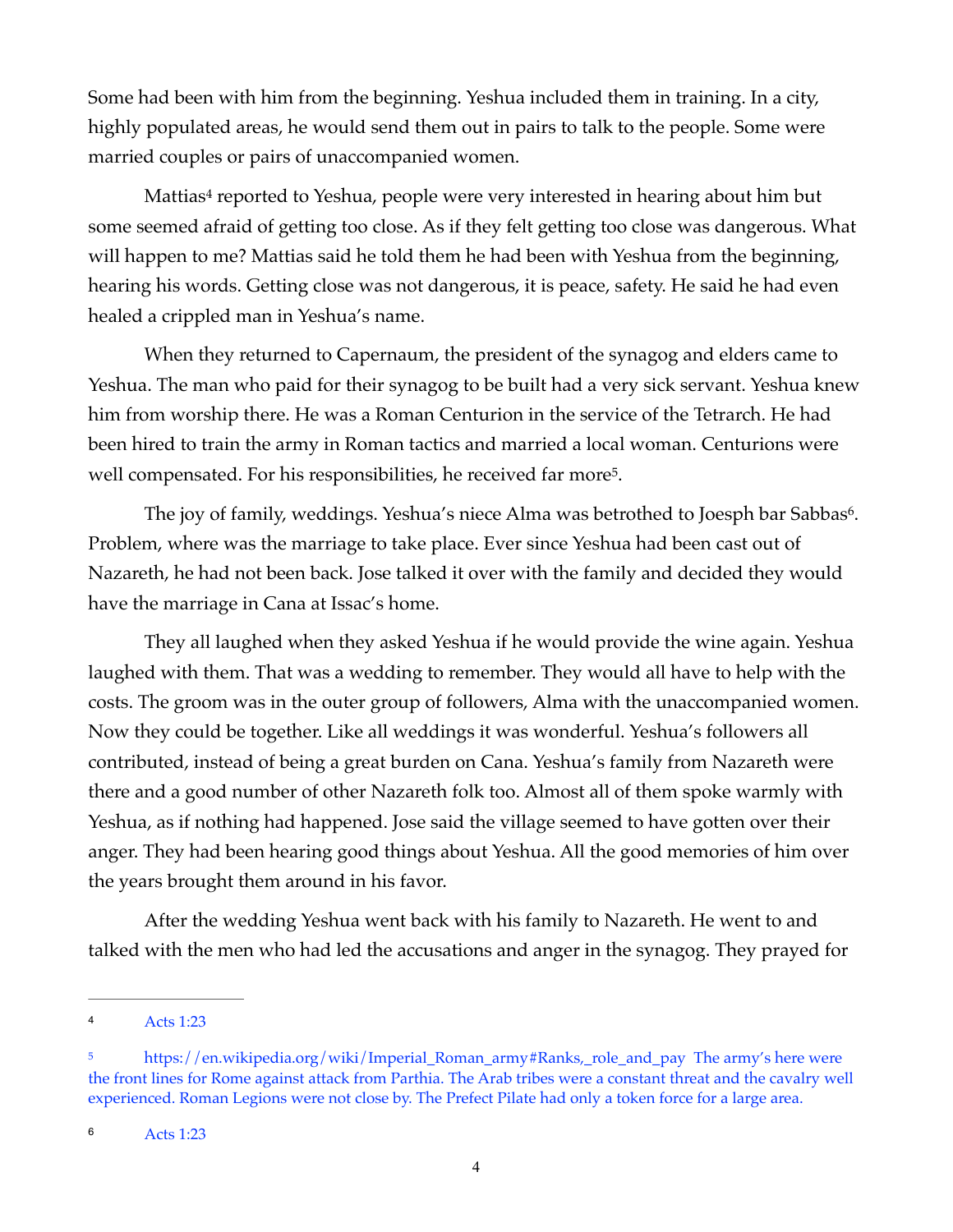Some had been with him from the beginning. Yeshua included them in training. In a city, highly populated areas, he would send them out in pairs to talk to the people. Some were married couples or pairs of unaccompanied women.

Mattias[4] reported to Yeshua, people were very interested in hearing about him but some seemed afraid of getting too close. As if they felt getting too close was dangerous. What will happen to me? Mattias said he told them he had been with Yeshua from the beginning, hearing his words. Getting close was not dangerous, it is peace, safety. He said he had even healed a crippled man in Yeshua's name.

When they returned to Capernaum, the president of the synagog and elders came to Yeshua. The man who paid for their synagog to be built had a very sick servant. Yeshua knew him from worship there. He was a Roman Centurion in the service of the Tetrarch. He had been hired to train the army in Roman tactics and married a local woman. Centurions were well compensated. For his responsibilities, he received far more[5].

The joy of family, weddings. Yeshua's niece Alma was betrothed to Joesph bar Sabbas[6]. Problem, where was the marriage to take place. Ever since Yeshua had been cast out of Nazareth, he had not been back. Jose talked it over with the family and decided they would have the marriage in Cana at Issac's home.

They all laughed when they asked Yeshua if he would provide the wine again. Yeshua laughed with them. That was a wedding to remember. They would all have to help with the costs. The groom was in the outer group of followers, Alma with the unaccompanied women. Now they could be together. Like all weddings it was wonderful. Yeshua's followers all contributed, instead of being a great burden on Cana. Yeshua's family from Nazareth were there and a good number of other Nazareth folk too. Almost all of them spoke warmly with Yeshua, as if nothing had happened. Jose said the village seemed to have gotten over their anger. They had been hearing good things about Yeshua. All the good memories of him over the years brought them around in his favor.

After the wedding Yeshua went back with his family to Nazareth. He went to and talked with the men who had led the accusations and anger in the synagog. They prayed for

---

[4] Acts 1:23

[5] https://en.wikipedia.org/wiki/Imperial_Roman_army#Ranks,_role_and_pay The army's here were the front lines for Rome against attack from Parthia. The Arab tribes were a constant threat and the cavalry well experienced. Roman Legions were not close by. The Prefect Pilate had only a token force for a large area.

[6] Acts 1:23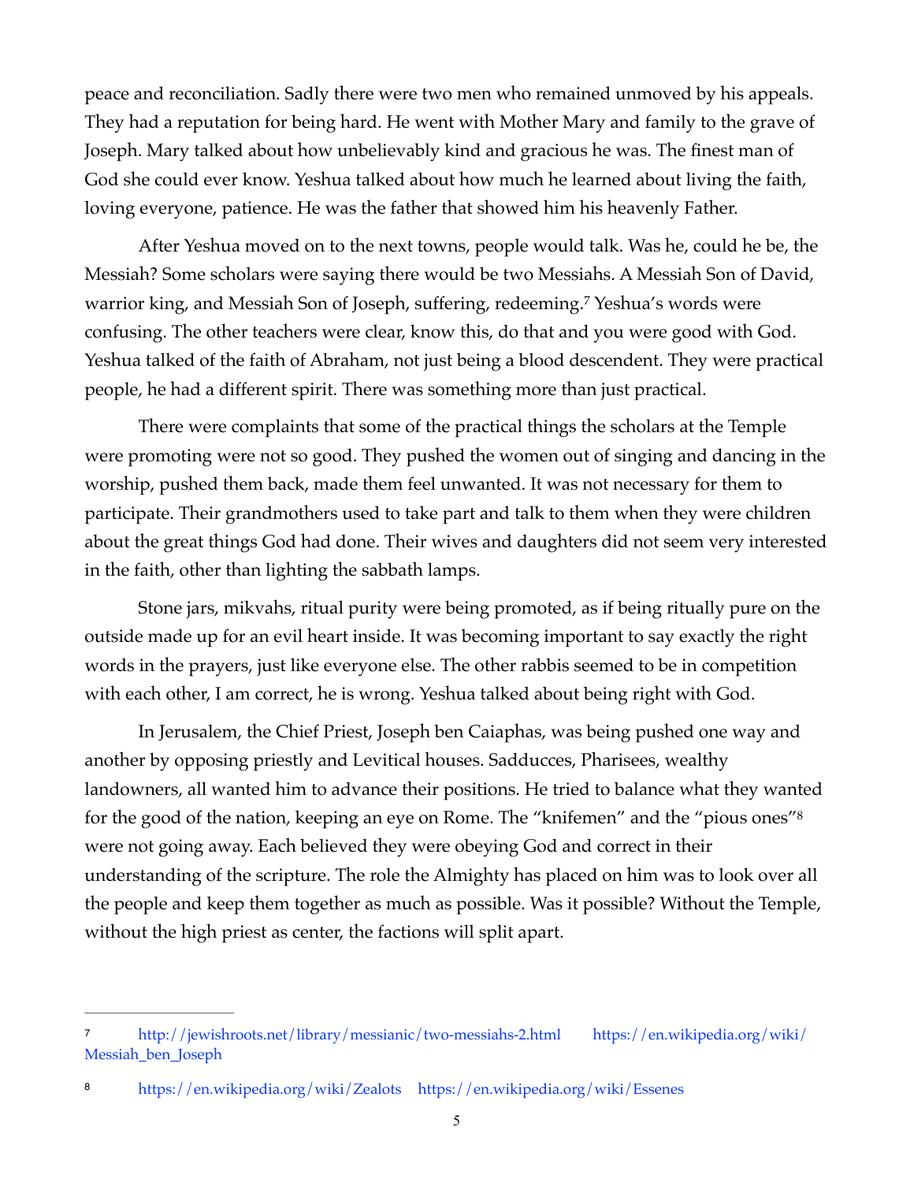peace and reconciliation. Sadly there were two men who remained unmoved by his appeals. They had a reputation for being hard. He went with Mother Mary and family to the grave of Joseph. Mary talked about how unbelievably kind and gracious he was. The finest man of God she could ever know. Yeshua talked about how much he learned about living the faith, loving everyone, patience. He was the father that showed him his heavenly Father.

After Yeshua moved on to the next towns, people would talk. Was he, could he be, the Messiah? Some scholars were saying there would be two Messiahs. A Messiah Son of David, warrior king, and Messiah Son of Joseph, suffering, redeeming.[7] Yeshua's words were confusing. The other teachers were clear, know this, do that and you were good with God. Yeshua talked of the faith of Abraham, not just being a blood descendent. They were practical people, he had a different spirit. There was something more than just practical.

There were complaints that some of the practical things the scholars at the Temple were promoting were not so good. They pushed the women out of singing and dancing in the worship, pushed them back, made them feel unwanted. It was not necessary for them to participate. Their grandmothers used to take part and talk to them when they were children about the great things God had done. Their wives and daughters did not seem very interested in the faith, other than lighting the sabbath lamps.

Stone jars, mikvahs, ritual purity were being promoted, as if being ritually pure on the outside made up for an evil heart inside. It was becoming important to say exactly the right words in the prayers, just like everyone else. The other rabbis seemed to be in competition with each other, I am correct, he is wrong. Yeshua talked about being right with God.

In Jerusalem, the Chief Priest, Joseph ben Caiaphas, was being pushed one way and another by opposing priestly and Levitical houses. Sadducces, Pharisees, wealthy landowners, all wanted him to advance their positions. He tried to balance what they wanted for the good of the nation, keeping an eye on Rome. The "knifemen" and the "pious ones"[8] were not going away. Each believed they were obeying God and correct in their understanding of the scripture. The role the Almighty has placed on him was to look over all the people and keep them together as much as possible. Was it possible? Without the Temple, without the high priest as center, the factions will split apart.

---

[7] http://jewishroots.net/library/messianic/two-messiahs-2.html https://en.wikipedia.org/wiki/Messiah_ben_Joseph

[8] https://en.wikipedia.org/wiki/Zealots https://en.wikipedia.org/wiki/Essenes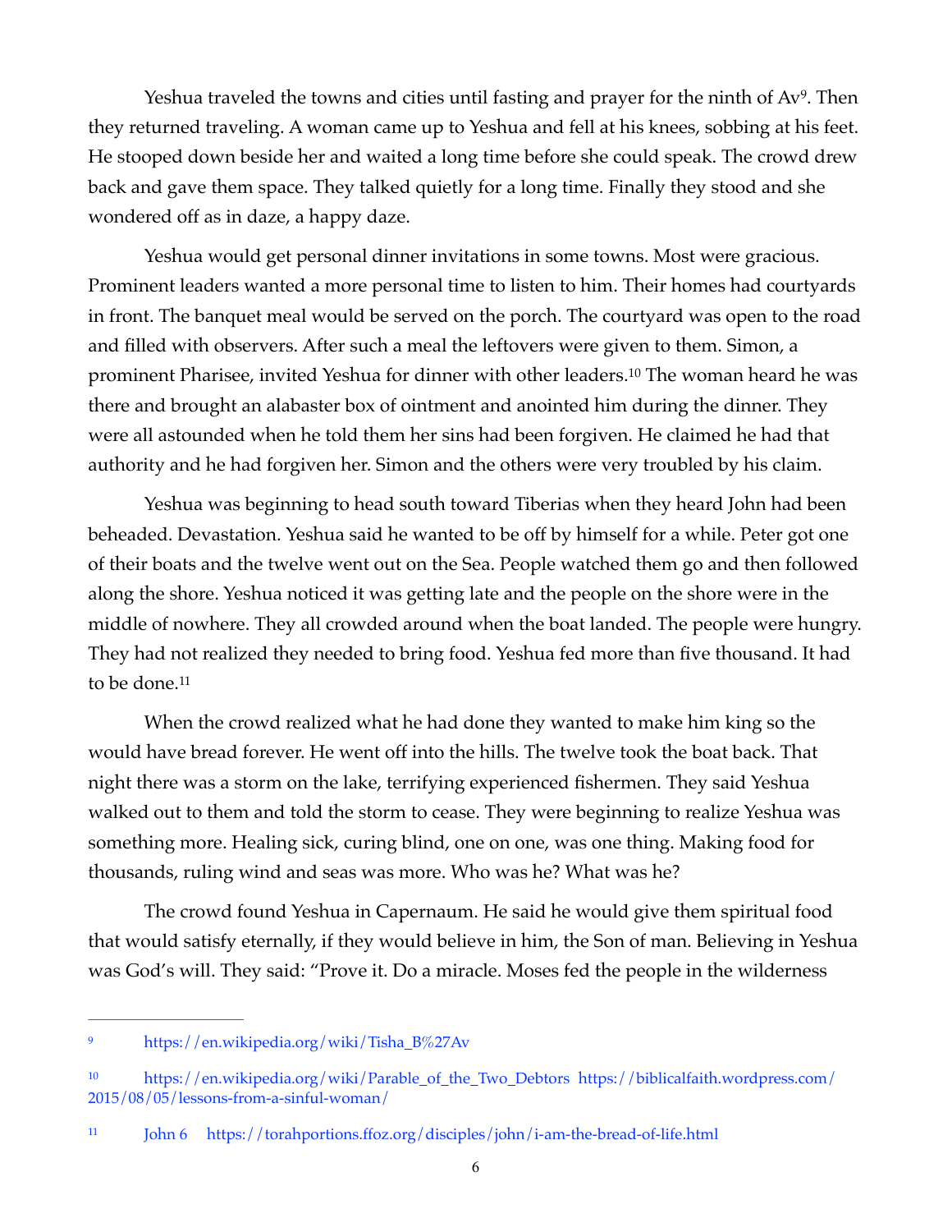Yeshua traveled the towns and cities until fasting and prayer for the ninth of Av[9]. Then they returned traveling. A woman came up to Yeshua and fell at his knees, sobbing at his feet. He stooped down beside her and waited a long time before she could speak. The crowd drew back and gave them space. They talked quietly for a long time. Finally they stood and she wondered off as in daze, a happy daze.

Yeshua would get personal dinner invitations in some towns. Most were gracious. Prominent leaders wanted a more personal time to listen to him. Their homes had courtyards in front. The banquet meal would be served on the porch. The courtyard was open to the road and filled with observers. After such a meal the leftovers were given to them. Simon, a prominent Pharisee, invited Yeshua for dinner with other leaders.[10] The woman heard he was there and brought an alabaster box of ointment and anointed him during the dinner. They were all astounded when he told them her sins had been forgiven. He claimed he had that authority and he had forgiven her. Simon and the others were very troubled by his claim.

Yeshua was beginning to head south toward Tiberias when they heard John had been beheaded. Devastation. Yeshua said he wanted to be off by himself for a while. Peter got one of their boats and the twelve went out on the Sea. People watched them go and then followed along the shore. Yeshua noticed it was getting late and the people on the shore were in the middle of nowhere. They all crowded around when the boat landed. The people were hungry. They had not realized they needed to bring food. Yeshua fed more than five thousand. It had to be done.[11]

When the crowd realized what he had done they wanted to make him king so the would have bread forever. He went off into the hills. The twelve took the boat back. That night there was a storm on the lake, terrifying experienced fishermen. They said Yeshua walked out to them and told the storm to cease. They were beginning to realize Yeshua was something more. Healing sick, curing blind, one on one, was one thing. Making food for thousands, ruling wind and seas was more. Who was he? What was he?

The crowd found Yeshua in Capernaum. He said he would give them spiritual food that would satisfy eternally, if they would believe in him, the Son of man. Believing in Yeshua was God's will. They said: "Prove it. Do a miracle. Moses fed the people in the wilderness

---

[9] https://en.wikipedia.org/wiki/Tisha_B%27Av

[10] https://en.wikipedia.org/wiki/Parable_of_the_Two_Debtors https://biblicalfaith.wordpress.com/2015/08/05/lessons-from-a-sinful-woman/

[11] John 6 https://torahportions.ffoz.org/disciples/john/i-am-the-bread-of-life.html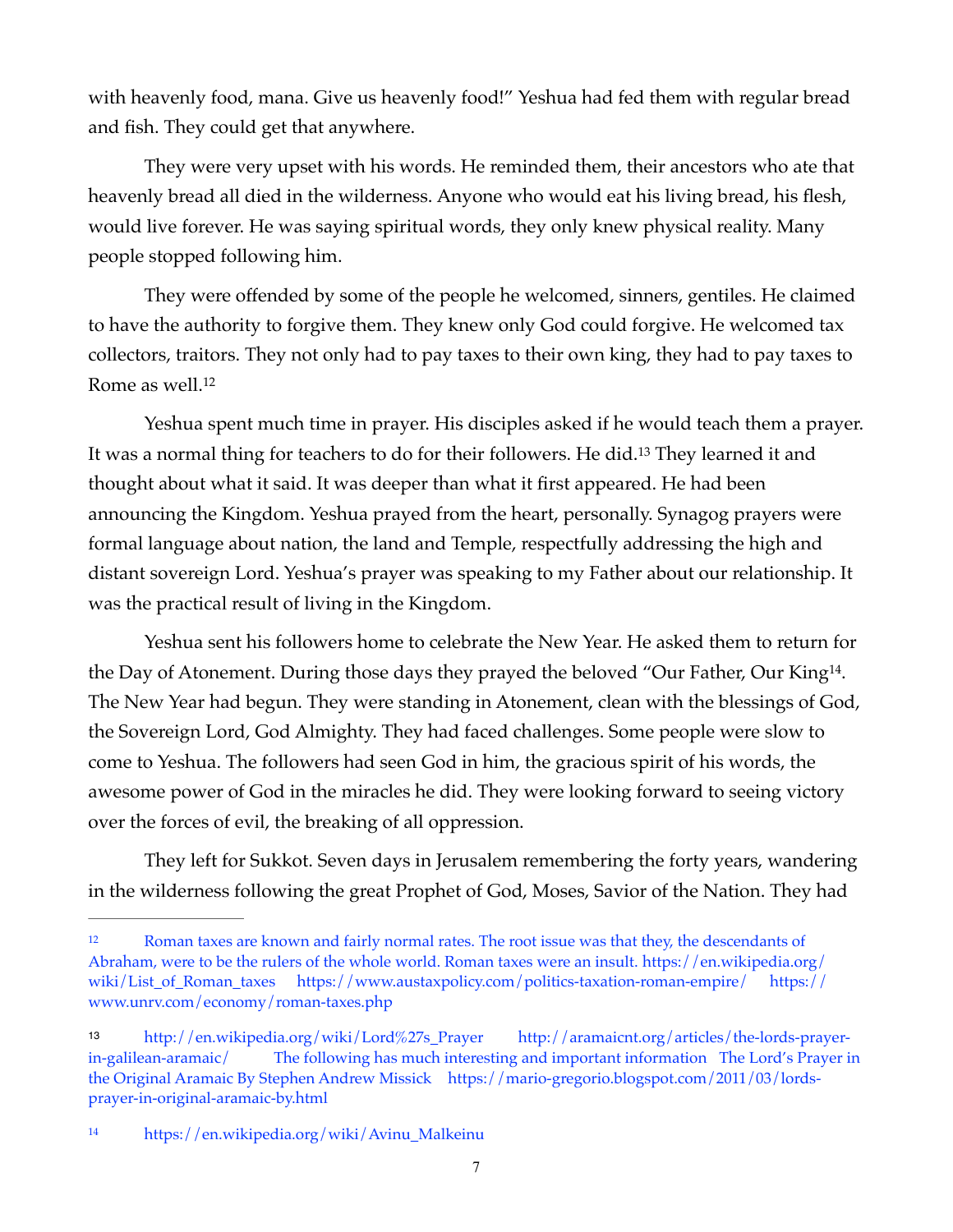with heavenly food, mana. Give us heavenly food!" Yeshua had fed them with regular bread and fish. They could get that anywhere.

They were very upset with his words. He reminded them, their ancestors who ate that heavenly bread all died in the wilderness. Anyone who would eat his living bread, his flesh, would live forever. He was saying spiritual words, they only knew physical reality. Many people stopped following him.

They were offended by some of the people he welcomed, sinners, gentiles. He claimed to have the authority to forgive them. They knew only God could forgive. He welcomed tax collectors, traitors. They not only had to pay taxes to their own king, they had to pay taxes to Rome as well.[12]

Yeshua spent much time in prayer. His disciples asked if he would teach them a prayer. It was a normal thing for teachers to do for their followers. He did.[13] They learned it and thought about what it said. It was deeper than what it first appeared. He had been announcing the Kingdom. Yeshua prayed from the heart, personally. Synagog prayers were formal language about nation, the land and Temple, respectfully addressing the high and distant sovereign Lord. Yeshua's prayer was speaking to my Father about our relationship. It was the practical result of living in the Kingdom.

Yeshua sent his followers home to celebrate the New Year. He asked them to return for the Day of Atonement. During those days they prayed the beloved "Our Father, Our King[14]. The New Year had begun. They were standing in Atonement, clean with the blessings of God, the Sovereign Lord, God Almighty. They had faced challenges. Some people were slow to come to Yeshua. The followers had seen God in him, the gracious spirit of his words, the awesome power of God in the miracles he did. They were looking forward to seeing victory over the forces of evil, the breaking of all oppression.

They left for Sukkot. Seven days in Jerusalem remembering the forty years, wandering in the wilderness following the great Prophet of God, Moses, Savior of the Nation. They had

---

[12] Roman taxes are known and fairly normal rates. The root issue was that they, the descendants of Abraham, were to be the rulers of the whole world. Roman taxes were an insult. https://en.wikipedia.org/wiki/List_of_Roman_taxes https://www.austaxpolicy.com/politics-taxation-roman-empire/ https://www.unrv.com/economy/roman-taxes.php

[13] http://en.wikipedia.org/wiki/Lord%27s_Prayer http://aramaicnt.org/articles/the-lords-prayer-in-galilean-aramaic/ The following has much interesting and important information The Lord's Prayer in the Original Aramaic By Stephen Andrew Missick https://mario-gregorio.blogspot.com/2011/03/lords-prayer-in-original-aramaic-by.html

[14] https://en.wikipedia.org/wiki/Avinu_Malkeinu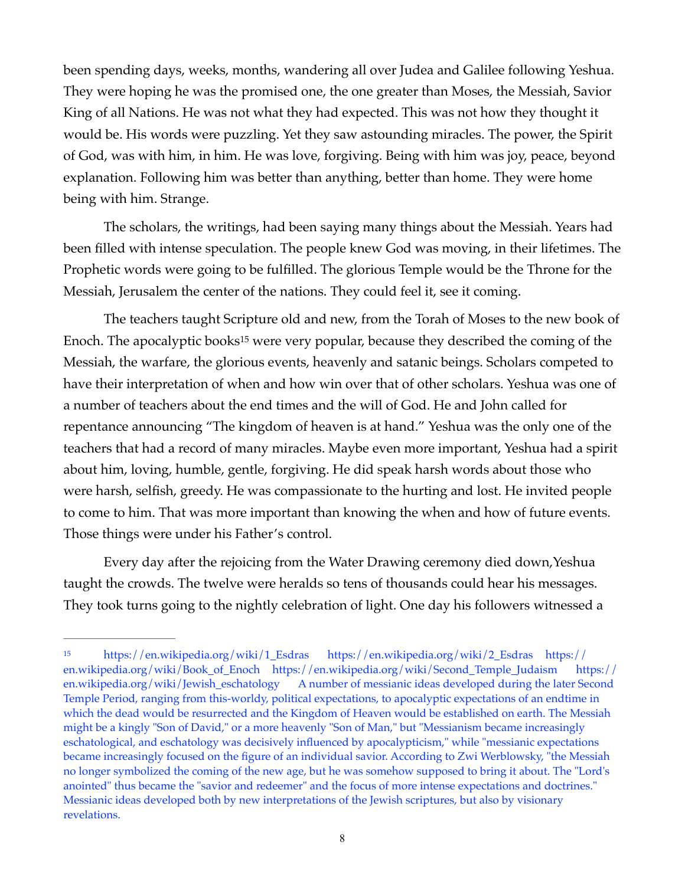been spending days, weeks, months, wandering all over Judea and Galilee following Yeshua. They were hoping he was the promised one, the one greater than Moses, the Messiah, Savior King of all Nations. He was not what they had expected. This was not how they thought it would be. His words were puzzling. Yet they saw astounding miracles. The power, the Spirit of God, was with him, in him. He was love, forgiving. Being with him was joy, peace, beyond explanation. Following him was better than anything, better than home. They were home being with him. Strange.

The scholars, the writings, had been saying many things about the Messiah. Years had been filled with intense speculation. The people knew God was moving, in their lifetimes. The Prophetic words were going to be fulfilled. The glorious Temple would be the Throne for the Messiah, Jerusalem the center of the nations. They could feel it, see it coming.

The teachers taught Scripture old and new, from the Torah of Moses to the new book of Enoch. The apocalyptic books[15] were very popular, because they described the coming of the Messiah, the warfare, the glorious events, heavenly and satanic beings. Scholars competed to have their interpretation of when and how win over that of other scholars. Yeshua was one of a number of teachers about the end times and the will of God. He and John called for repentance announcing "The kingdom of heaven is at hand." Yeshua was the only one of the teachers that had a record of many miracles. Maybe even more important, Yeshua had a spirit about him, loving, humble, gentle, forgiving. He did speak harsh words about those who were harsh, selfish, greedy. He was compassionate to the hurting and lost. He invited people to come to him. That was more important than knowing the when and how of future events. Those things were under his Father's control.

Every day after the rejoicing from the Water Drawing ceremony died down,Yeshua taught the crowds. The twelve were heralds so tens of thousands could hear his messages. They took turns going to the nightly celebration of light. One day his followers witnessed a

---

[15] https://en.wikipedia.org/wiki/1_Esdras https://en.wikipedia.org/wiki/2_Esdras https://en.wikipedia.org/wiki/Book_of_Enoch https://en.wikipedia.org/wiki/Second_Temple_Judaism https://en.wikipedia.org/wiki/Jewish_eschatology A number of messianic ideas developed during the later Second Temple Period, ranging from this-worldy, political expectations, to apocalyptic expectations of an endtime in which the dead would be resurrected and the Kingdom of Heaven would be established on earth. The Messiah might be a kingly "Son of David," or a more heavenly "Son of Man," but "Messianism became increasingly eschatological, and eschatology was decisively influenced by apocalypticism," while "messianic expectations became increasingly focused on the figure of an individual savior. According to Zwi Werblowsky, "the Messiah no longer symbolized the coming of the new age, but he was somehow supposed to bring it about. The "Lord's anointed" thus became the "savior and redeemer" and the focus of more intense expectations and doctrines." Messianic ideas developed both by new interpretations of the Jewish scriptures, but also by visionary revelations.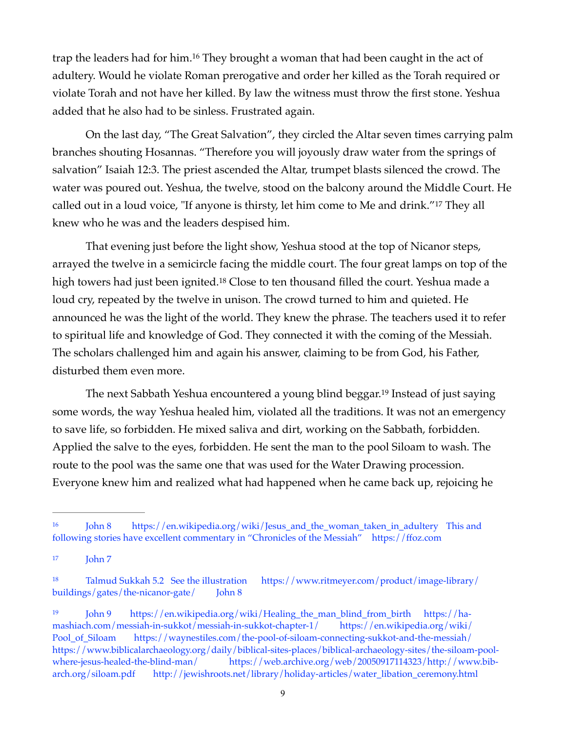trap the leaders had for him.[16] They brought a woman that had been caught in the act of adultery. Would he violate Roman prerogative and order her killed as the Torah required or violate Torah and not have her killed. By law the witness must throw the first stone. Yeshua added that he also had to be sinless. Frustrated again.

On the last day, "The Great Salvation", they circled the Altar seven times carrying palm branches shouting Hosannas. "Therefore you will joyously draw water from the springs of salvation" Isaiah 12:3. The priest ascended the Altar, trumpet blasts silenced the crowd. The water was poured out. Yeshua, the twelve, stood on the balcony around the Middle Court. He called out in a loud voice, "If anyone is thirsty, let him come to Me and drink."[17] They all knew who he was and the leaders despised him.

That evening just before the light show, Yeshua stood at the top of Nicanor steps, arrayed the twelve in a semicircle facing the middle court. The four great lamps on top of the high towers had just been ignited.[18] Close to ten thousand filled the court. Yeshua made a loud cry, repeated by the twelve in unison. The crowd turned to him and quieted. He announced he was the light of the world. They knew the phrase. The teachers used it to refer to spiritual life and knowledge of God. They connected it with the coming of the Messiah. The scholars challenged him and again his answer, claiming to be from God, his Father, disturbed them even more.

The next Sabbath Yeshua encountered a young blind beggar.[19] Instead of just saying some words, the way Yeshua healed him, violated all the traditions. It was not an emergency to save life, so forbidden. He mixed saliva and dirt, working on the Sabbath, forbidden. Applied the salve to the eyes, forbidden. He sent the man to the pool Siloam to wash. The route to the pool was the same one that was used for the Water Drawing procession. Everyone knew him and realized what had happened when he came back up, rejoicing he

---

[16] John 8 https://en.wikipedia.org/wiki/Jesus_and_the_woman_taken_in_adultery This and following stories have excellent commentary in "Chronicles of the Messiah" https://ffoz.com

[17] John 7

[18] Talmud Sukkah 5.2 See the illustration https://www.ritmeyer.com/product/image-library/buildings/gates/the-nicanor-gate/ John 8

[19] John 9 https://en.wikipedia.org/wiki/Healing_the_man_blind_from_birth https://ha-mashiach.com/messiah-in-sukkot/messiah-in-sukkot-chapter-1/ https://en.wikipedia.org/wiki/Pool_of_Siloam https://waynestiles.com/the-pool-of-siloam-connecting-sukkot-and-the-messiah/ https://www.biblicalarchaeology.org/daily/biblical-sites-places/biblical-archaeology-sites/the-siloam-pool-where-jesus-healed-the-blind-man/ https://web.archive.org/web/20050917114323/http://www.bib-arch.org/siloam.pdf http://jewishroots.net/library/holiday-articles/water_libation_ceremony.html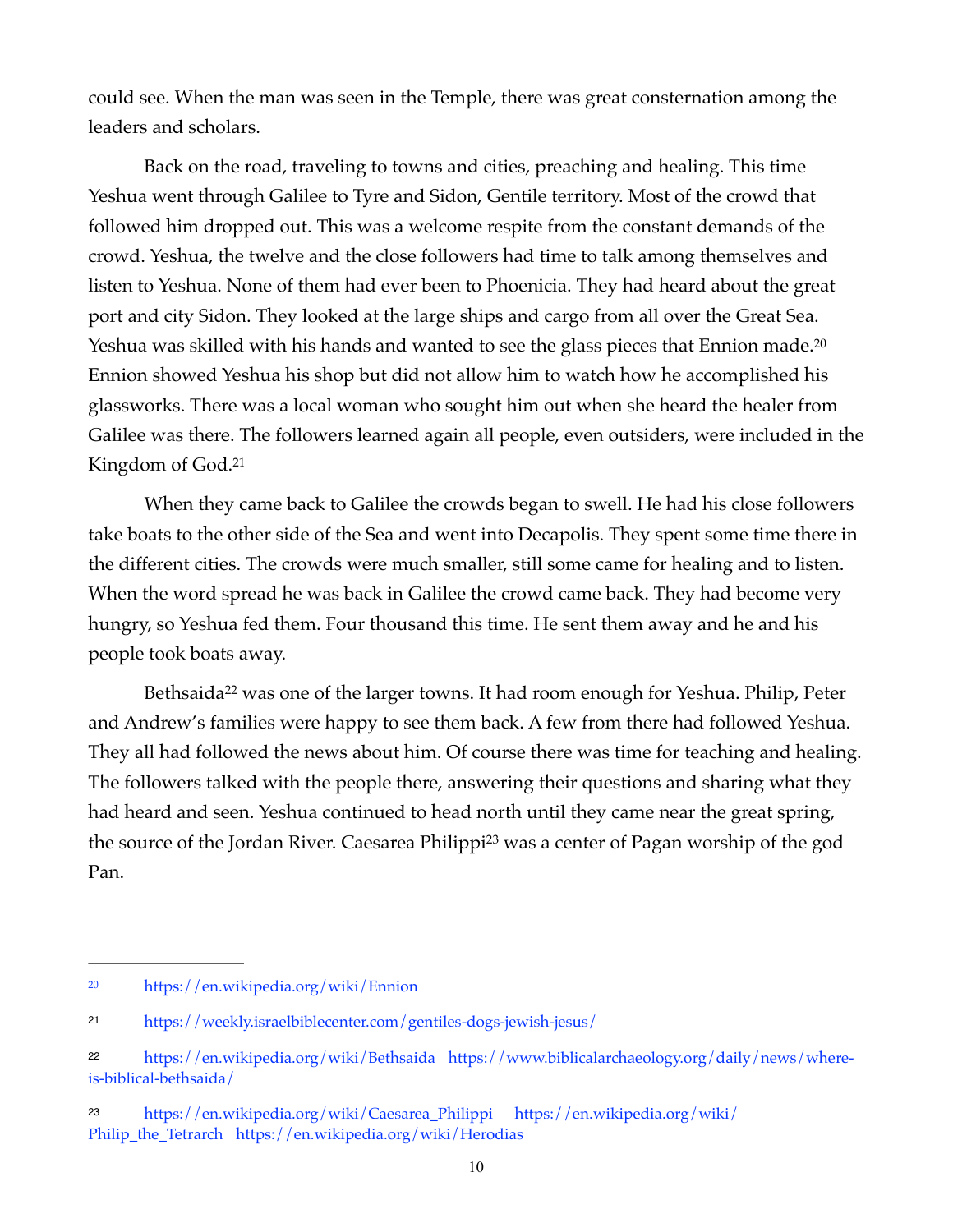could see. When the man was seen in the Temple, there was great consternation among the leaders and scholars.

Back on the road, traveling to towns and cities, preaching and healing. This time Yeshua went through Galilee to Tyre and Sidon, Gentile territory. Most of the crowd that followed him dropped out. This was a welcome respite from the constant demands of the crowd. Yeshua, the twelve and the close followers had time to talk among themselves and listen to Yeshua. None of them had ever been to Phoenicia. They had heard about the great port and city Sidon. They looked at the large ships and cargo from all over the Great Sea. Yeshua was skilled with his hands and wanted to see the glass pieces that Ennion made.[20] Ennion showed Yeshua his shop but did not allow him to watch how he accomplished his glassworks. There was a local woman who sought him out when she heard the healer from Galilee was there. The followers learned again all people, even outsiders, were included in the Kingdom of God.[21]

When they came back to Galilee the crowds began to swell. He had his close followers take boats to the other side of the Sea and went into Decapolis. They spent some time there in the different cities. The crowds were much smaller, still some came for healing and to listen. When the word spread he was back in Galilee the crowd came back. They had become very hungry, so Yeshua fed them. Four thousand this time. He sent them away and he and his people took boats away.

Bethsaida[22] was one of the larger towns. It had room enough for Yeshua. Philip, Peter and Andrew's families were happy to see them back. A few from there had followed Yeshua. They all had followed the news about him. Of course there was time for teaching and healing. The followers talked with the people there, answering their questions and sharing what they had heard and seen. Yeshua continued to head north until they came near the great spring, the source of the Jordan River. Caesarea Philippi[23] was a center of Pagan worship of the god Pan.

---

[20] https://en.wikipedia.org/wiki/Ennion

[21] https://weekly.israelbiblecenter.com/gentiles-dogs-jewish-jesus/

[22] https://en.wikipedia.org/wiki/Bethsaida https://www.biblicalarchaeology.org/daily/news/where-is-biblical-bethsaida/

[23] https://en.wikipedia.org/wiki/Caesarea_Philippi https://en.wikipedia.org/wiki/Philip_the_Tetrarch https://en.wikipedia.org/wiki/Herodias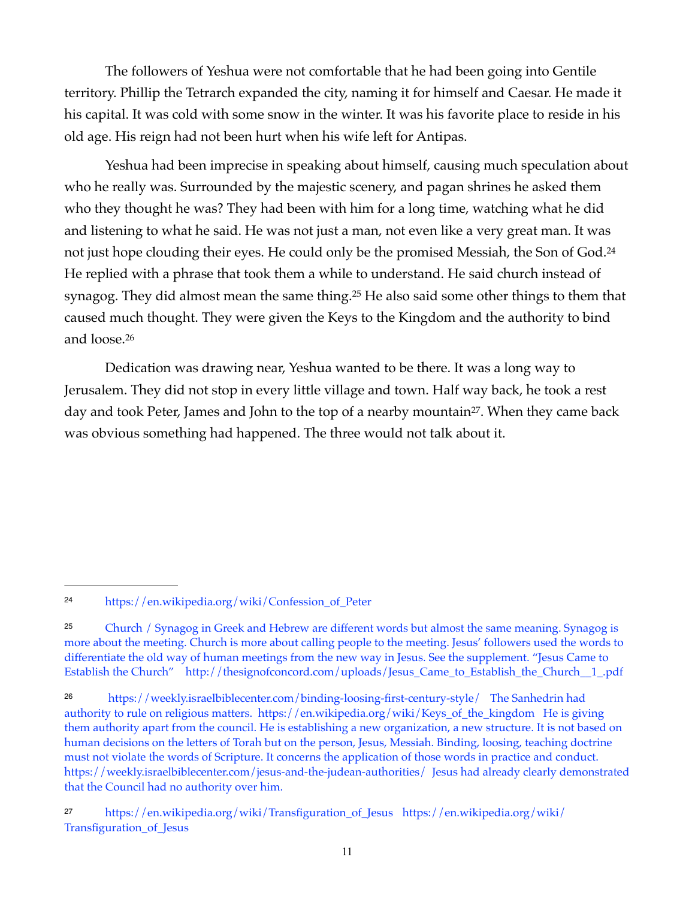The followers of Yeshua were not comfortable that he had been going into Gentile territory. Phillip the Tetrarch expanded the city, naming it for himself and Caesar. He made it his capital. It was cold with some snow in the winter. It was his favorite place to reside in his old age. His reign had not been hurt when his wife left for Antipas.

Yeshua had been imprecise in speaking about himself, causing much speculation about who he really was. Surrounded by the majestic scenery, and pagan shrines he asked them who they thought he was? They had been with him for a long time, watching what he did and listening to what he said. He was not just a man, not even like a very great man. It was not just hope clouding their eyes. He could only be the promised Messiah, the Son of God.[24] He replied with a phrase that took them a while to understand. He said church instead of synagog. They did almost mean the same thing.[25] He also said some other things to them that caused much thought. They were given the Keys to the Kingdom and the authority to bind and loose.[26]

Dedication was drawing near, Yeshua wanted to be there. It was a long way to Jerusalem. They did not stop in every little village and town. Half way back, he took a rest day and took Peter, James and John to the top of a nearby mountain[27]. When they came back was obvious something had happened. The three would not talk about it.

---

[24] https://en.wikipedia.org/wiki/Confession_of_Peter

[25] Church / Synagog in Greek and Hebrew are different words but almost the same meaning. Synagog is more about the meeting. Church is more about calling people to the meeting. Jesus' followers used the words to differentiate the old way of human meetings from the new way in Jesus. See the supplement. "Jesus Came to Establish the Church" http://thesignofconcord.com/uploads/Jesus_Came_to_Establish_the_Church__1_.pdf

[26] https://weekly.israelbiblecenter.com/binding-loosing-first-century-style/ The Sanhedrin had authority to rule on religious matters. https://en.wikipedia.org/wiki/Keys_of_the_kingdom He is giving them authority apart from the council. He is establishing a new organization, a new structure. It is not based on human decisions on the letters of Torah but on the person, Jesus, Messiah. Binding, loosing, teaching doctrine must not violate the words of Scripture. It concerns the application of those words in practice and conduct. https://weekly.israelbiblecenter.com/jesus-and-the-judean-authorities/ Jesus had already clearly demonstrated that the Council had no authority over him.

[27] https://en.wikipedia.org/wiki/Transfiguration_of_Jesus https://en.wikipedia.org/wiki/Transfiguration_of_Jesus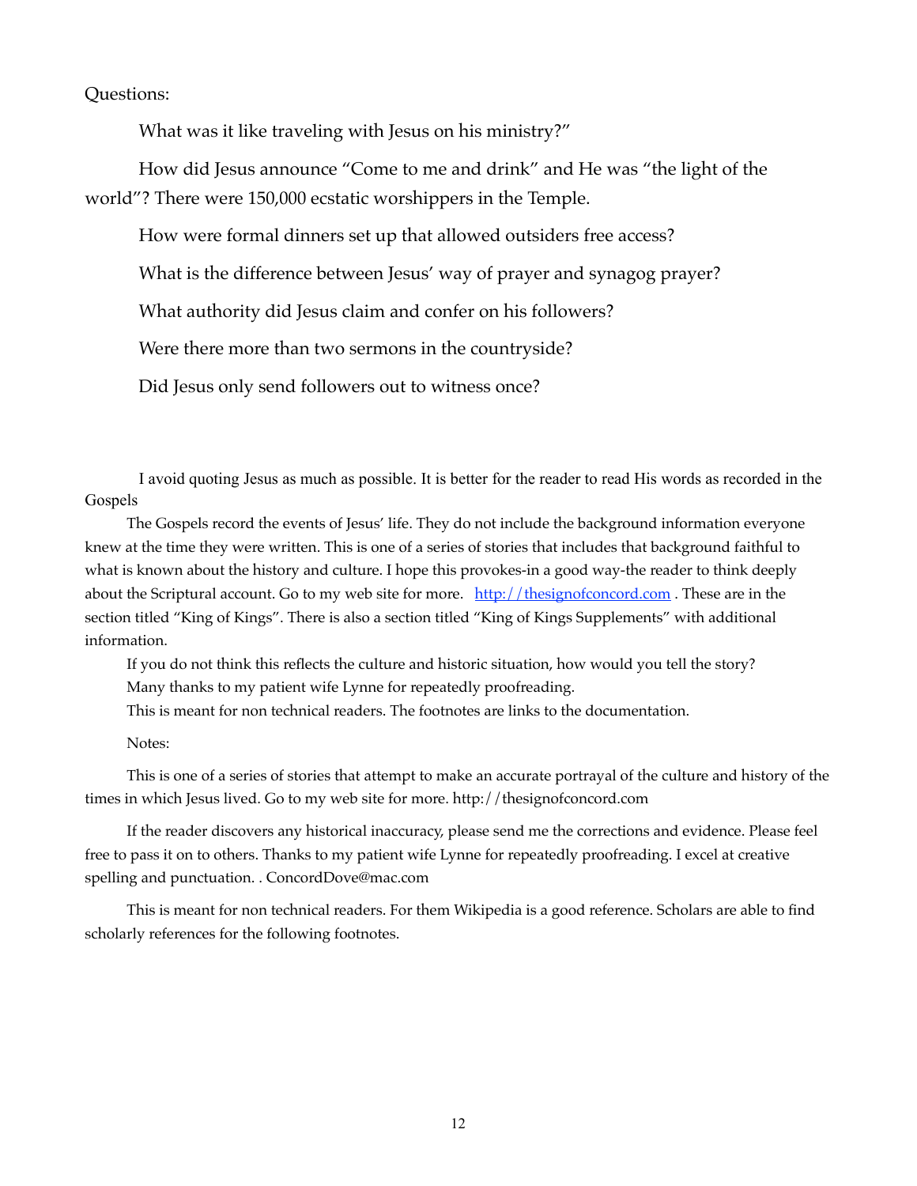Questions:

What was it like traveling with Jesus on his ministry?"

How did Jesus announce "Come to me and drink" and He was "the light of the world"? There were 150,000 ecstatic worshippers in the Temple.

How were formal dinners set up that allowed outsiders free access?

What is the difference between Jesus' way of prayer and synagog prayer?

What authority did Jesus claim and confer on his followers?

Were there more than two sermons in the countryside?

Did Jesus only send followers out to witness once?

I avoid quoting Jesus as much as possible. It is better for the reader to read His words as recorded in the Gospels

The Gospels record the events of Jesus' life. They do not include the background information everyone knew at the time they were written. This is one of a series of stories that includes that background faithful to what is known about the history and culture. I hope this provokes-in a good way-the reader to think deeply about the Scriptural account. Go to my web site for more. [http://thesignofconcord.com](http://thesignofconcord.com) . These are in the section titled "King of Kings". There is also a section titled "King of Kings Supplements" with additional information.

If you do not think this reflects the culture and historic situation, how would you tell the story?

Many thanks to my patient wife Lynne for repeatedly proofreading.

This is meant for non technical readers. The footnotes are links to the documentation.

Notes:

This is one of a series of stories that attempt to make an accurate portrayal of the culture and history of the times in which Jesus lived. Go to my web site for more. http://thesignofconcord.com

If the reader discovers any historical inaccuracy, please send me the corrections and evidence. Please feel free to pass it on to others. Thanks to my patient wife Lynne for repeatedly proofreading. I excel at creative spelling and punctuation. . ConcordDove@mac.com

This is meant for non technical readers. For them Wikipedia is a good reference. Scholars are able to find scholarly references for the following footnotes.